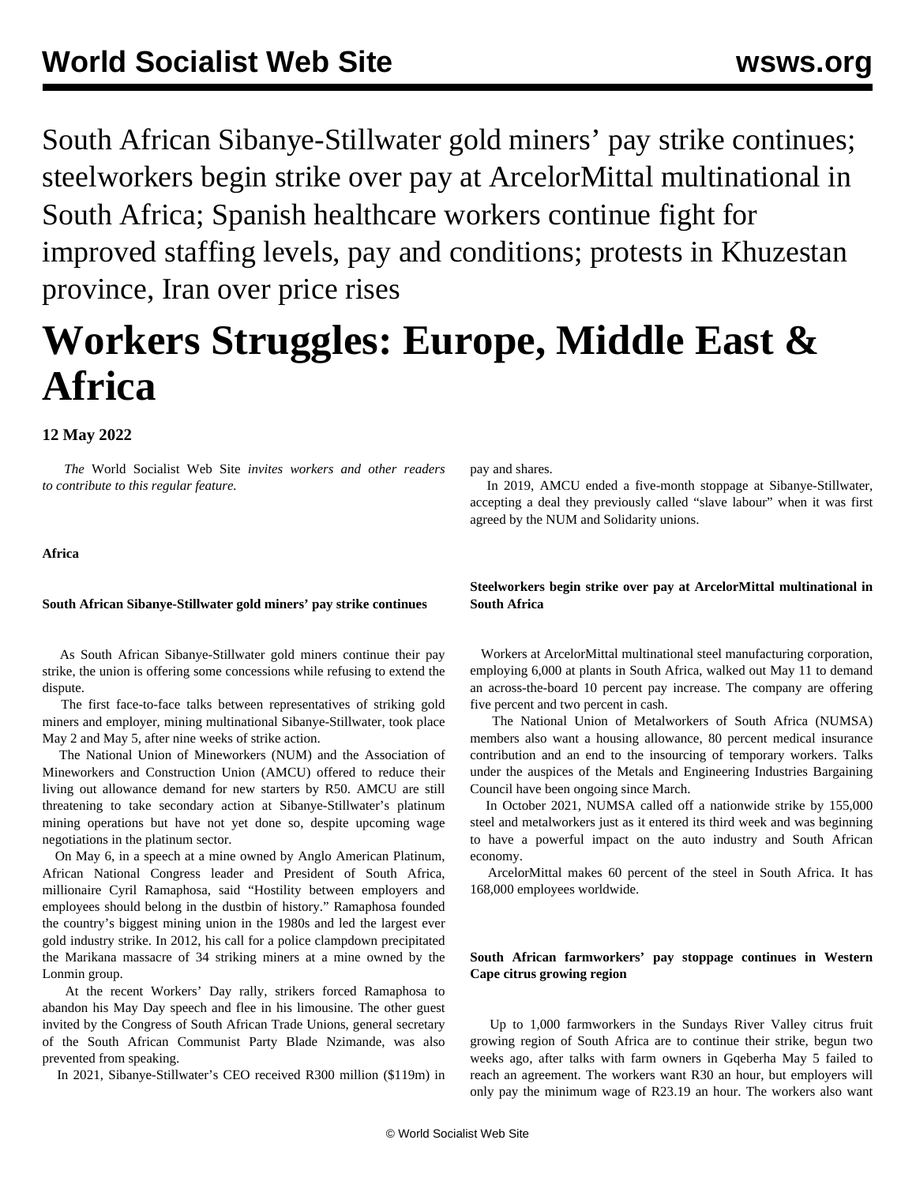South African Sibanye-Stillwater gold miners' pay strike continues; steelworkers begin strike over pay at ArcelorMittal multinational in South Africa; Spanish healthcare workers continue fight for improved staffing levels, pay and conditions; protests in Khuzestan province, Iran over price rises

# Workers Struggles: Europe, Middle East & Africa

**12 May 2022**

*The* World Socialist Web Site *invites workers and other readers to contribute to this regular feature.*

**Africa**

**South African Sibanye-Stillwater gold miners' pay strike continues**

As South African Sibanye-Stillwater gold miners continue their pay strike, the union is offering some concessions while refusing to extend the dispute.

The first face-to-face talks between representatives of striking gold miners and employer, mining multinational Sibanye-Stillwater, took place May 2 and May 5, after nine weeks of strike action.

The National Union of Mineworkers (NUM) and the Association of Mineworkers and Construction Union (AMCU) offered to reduce their living out allowance demand for new starters by R50. AMCU are still threatening to take secondary action at Sibanye-Stillwater's platinum mining operations but have not yet done so, despite upcoming wage negotiations in the platinum sector.

On May 6, in a speech at a mine owned by Anglo American Platinum, African National Congress leader and President of South Africa, millionaire Cyril Ramaphosa, said "Hostility between employers and employees should belong in the dustbin of history." Ramaphosa founded the country's biggest mining union in the 1980s and led the largest ever gold industry strike. In 2012, his call for a police clampdown precipitated the Marikana massacre of 34 striking miners at a mine owned by the Lonmin group.

At the recent Workers' Day rally, strikers forced Ramaphosa to abandon his May Day speech and flee in his limousine. The other guest invited by the Congress of South African Trade Unions, general secretary of the South African Communist Party Blade Nzimande, was also prevented from speaking.

In 2021, Sibanye-Stillwater's CEO received R300 million ($119m) in pay and shares.

In 2019, AMCU ended a five-month stoppage at Sibanye-Stillwater, accepting a deal they previously called "slave labour" when it was first agreed by the NUM and Solidarity unions.

**Steelworkers begin strike over pay at ArcelorMittal multinational in South Africa**

Workers at ArcelorMittal multinational steel manufacturing corporation, employing 6,000 at plants in South Africa, walked out May 11 to demand an across-the-board 10 percent pay increase. The company are offering five percent and two percent in cash.

The National Union of Metalworkers of South Africa (NUMSA) members also want a housing allowance, 80 percent medical insurance contribution and an end to the insourcing of temporary workers. Talks under the auspices of the Metals and Engineering Industries Bargaining Council have been ongoing since March.

In October 2021, NUMSA called off a nationwide strike by 155,000 steel and metalworkers just as it entered its third week and was beginning to have a powerful impact on the auto industry and South African economy.

ArcelorMittal makes 60 percent of the steel in South Africa. It has 168,000 employees worldwide.

**South African farmworkers' pay stoppage continues in Western Cape citrus growing region**

Up to 1,000 farmworkers in the Sundays River Valley citrus fruit growing region of South Africa are to continue their strike, begun two weeks ago, after talks with farm owners in Gqeberha May 5 failed to reach an agreement. The workers want R30 an hour, but employers will only pay the minimum wage of R23.19 an hour. The workers also want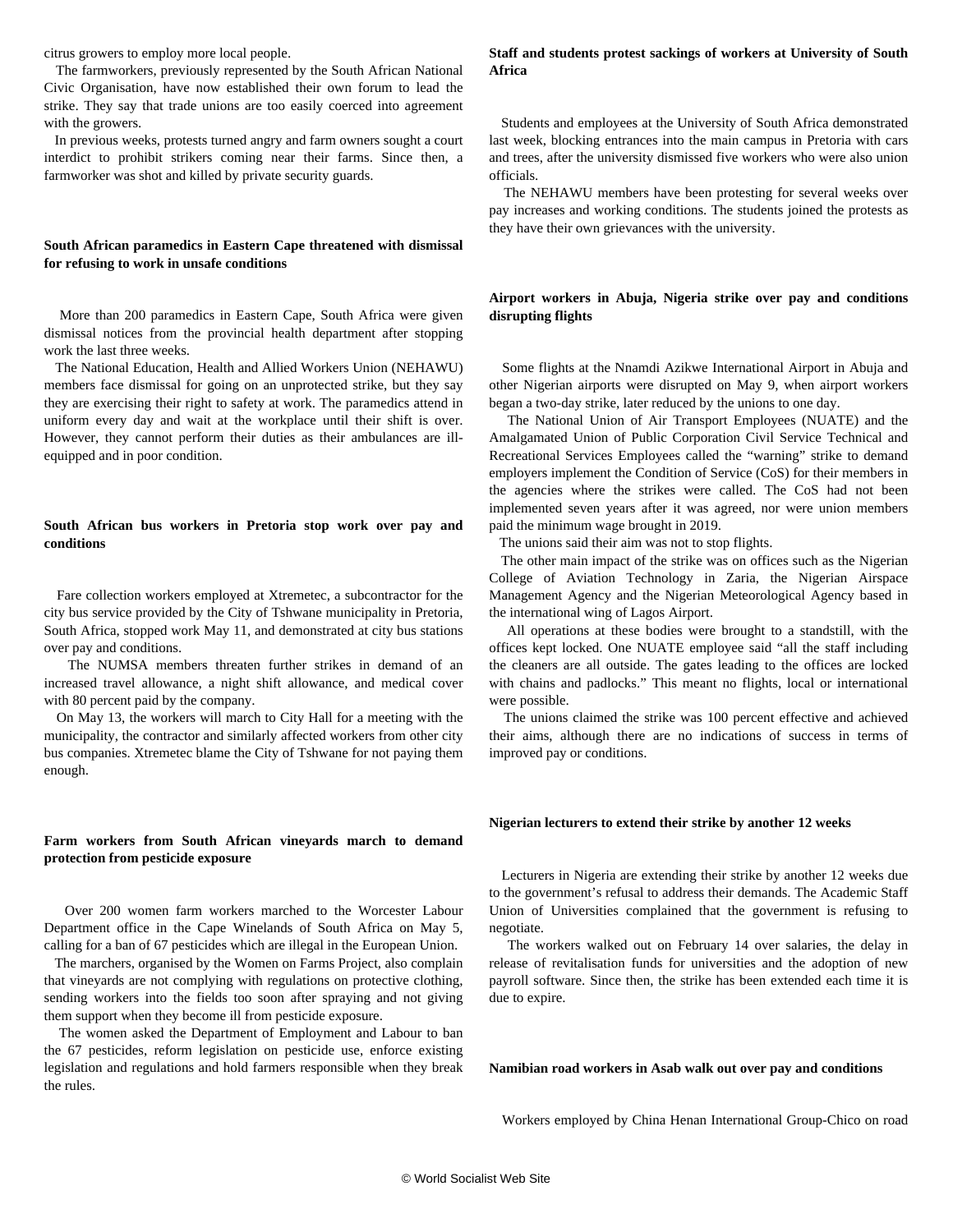citrus growers to employ more local people.

The farmworkers, previously represented by the South African National Civic Organisation, have now established their own forum to lead the strike. They say that trade unions are too easily coerced into agreement with the growers.

In previous weeks, protests turned angry and farm owners sought a court interdict to prohibit strikers coming near their farms. Since then, a farmworker was shot and killed by private security guards.

**South African paramedics in Eastern Cape threatened with dismissal for refusing to work in unsafe conditions**

More than 200 paramedics in Eastern Cape, South Africa were given dismissal notices from the provincial health department after stopping work the last three weeks.

The National Education, Health and Allied Workers Union (NEHAWU) members face dismissal for going on an unprotected strike, but they say they are exercising their right to safety at work. The paramedics attend in uniform every day and wait at the workplace until their shift is over. However, they cannot perform their duties as their ambulances are ill-equipped and in poor condition.

**South African bus workers in Pretoria stop work over pay and conditions**

Fare collection workers employed at Xtremetec, a subcontractor for the city bus service provided by the City of Tshwane municipality in Pretoria, South Africa, stopped work May 11, and demonstrated at city bus stations over pay and conditions.

The NUMSA members threaten further strikes in demand of an increased travel allowance, a night shift allowance, and medical cover with 80 percent paid by the company.

On May 13, the workers will march to City Hall for a meeting with the municipality, the contractor and similarly affected workers from other city bus companies. Xtremetec blame the City of Tshwane for not paying them enough.

**Farm workers from South African vineyards march to demand protection from pesticide exposure**

Over 200 women farm workers marched to the Worcester Labour Department office in the Cape Winelands of South Africa on May 5, calling for a ban of 67 pesticides which are illegal in the European Union.

The marchers, organised by the Women on Farms Project, also complain that vineyards are not complying with regulations on protective clothing, sending workers into the fields too soon after spraying and not giving them support when they become ill from pesticide exposure.

The women asked the Department of Employment and Labour to ban the 67 pesticides, reform legislation on pesticide use, enforce existing legislation and regulations and hold farmers responsible when they break the rules.

**Staff and students protest sackings of workers at University of South Africa**

Students and employees at the University of South Africa demonstrated last week, blocking entrances into the main campus in Pretoria with cars and trees, after the university dismissed five workers who were also union officials.

The NEHAWU members have been protesting for several weeks over pay increases and working conditions. The students joined the protests as they have their own grievances with the university.

**Airport workers in Abuja, Nigeria strike over pay and conditions disrupting flights**

Some flights at the Nnamdi Azikwe International Airport in Abuja and other Nigerian airports were disrupted on May 9, when airport workers began a two-day strike, later reduced by the unions to one day.

The National Union of Air Transport Employees (NUATE) and the Amalgamated Union of Public Corporation Civil Service Technical and Recreational Services Employees called the "warning" strike to demand employers implement the Condition of Service (CoS) for their members in the agencies where the strikes were called. The CoS had not been implemented seven years after it was agreed, nor were union members paid the minimum wage brought in 2019.

The unions said their aim was not to stop flights.

The other main impact of the strike was on offices such as the Nigerian College of Aviation Technology in Zaria, the Nigerian Airspace Management Agency and the Nigerian Meteorological Agency based in the international wing of Lagos Airport.

All operations at these bodies were brought to a standstill, with the offices kept locked. One NUATE employee said "all the staff including the cleaners are all outside. The gates leading to the offices are locked with chains and padlocks." This meant no flights, local or international were possible.

The unions claimed the strike was 100 percent effective and achieved their aims, although there are no indications of success in terms of improved pay or conditions.

**Nigerian lecturers to extend their strike by another 12 weeks**

Lecturers in Nigeria are extending their strike by another 12 weeks due to the government's refusal to address their demands. The Academic Staff Union of Universities complained that the government is refusing to negotiate.

The workers walked out on February 14 over salaries, the delay in release of revitalisation funds for universities and the adoption of new payroll software. Since then, the strike has been extended each time it is due to expire.

**Namibian road workers in Asab walk out over pay and conditions**

Workers employed by China Henan International Group-Chico on road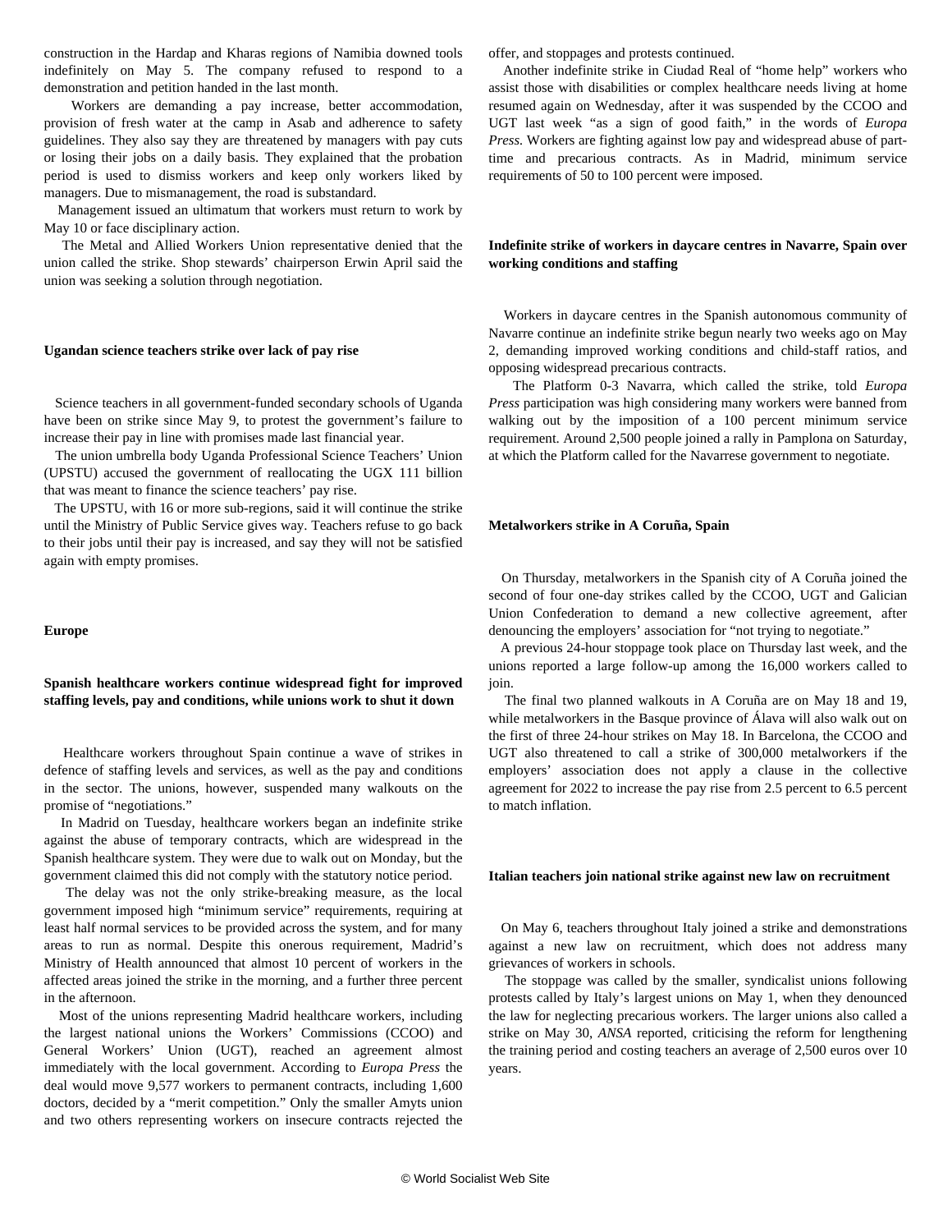construction in the Hardap and Kharas regions of Namibia downed tools indefinitely on May 5. The company refused to respond to a demonstration and petition handed in the last month.

Workers are demanding a pay increase, better accommodation, provision of fresh water at the camp in Asab and adherence to safety guidelines. They also say they are threatened by managers with pay cuts or losing their jobs on a daily basis. They explained that the probation period is used to dismiss workers and keep only workers liked by managers. Due to mismanagement, the road is substandard.

Management issued an ultimatum that workers must return to work by May 10 or face disciplinary action.

The Metal and Allied Workers Union representative denied that the union called the strike. Shop stewards' chairperson Erwin April said the union was seeking a solution through negotiation.

**Ugandan science teachers strike over lack of pay rise**

Science teachers in all government-funded secondary schools of Uganda have been on strike since May 9, to protest the government's failure to increase their pay in line with promises made last financial year.

The union umbrella body Uganda Professional Science Teachers' Union (UPSTU) accused the government of reallocating the UGX 111 billion that was meant to finance the science teachers' pay rise.

The UPSTU, with 16 or more sub-regions, said it will continue the strike until the Ministry of Public Service gives way. Teachers refuse to go back to their jobs until their pay is increased, and say they will not be satisfied again with empty promises.

**Europe**

**Spanish healthcare workers continue widespread fight for improved staffing levels, pay and conditions, while unions work to shut it down**

Healthcare workers throughout Spain continue a wave of strikes in defence of staffing levels and services, as well as the pay and conditions in the sector. The unions, however, suspended many walkouts on the promise of "negotiations."

In Madrid on Tuesday, healthcare workers began an indefinite strike against the abuse of temporary contracts, which are widespread in the Spanish healthcare system. They were due to walk out on Monday, but the government claimed this did not comply with the statutory notice period.

The delay was not the only strike-breaking measure, as the local government imposed high "minimum service" requirements, requiring at least half normal services to be provided across the system, and for many areas to run as normal. Despite this onerous requirement, Madrid's Ministry of Health announced that almost 10 percent of workers in the affected areas joined the strike in the morning, and a further three percent in the afternoon.

Most of the unions representing Madrid healthcare workers, including the largest national unions the Workers' Commissions (CCOO) and General Workers' Union (UGT), reached an agreement almost immediately with the local government. According to *Europa Press* the deal would move 9,577 workers to permanent contracts, including 1,600 doctors, decided by a "merit competition." Only the smaller Amyts union and two others representing workers on insecure contracts rejected the offer, and stoppages and protests continued.

Another indefinite strike in Ciudad Real of "home help" workers who assist those with disabilities or complex healthcare needs living at home resumed again on Wednesday, after it was suspended by the CCOO and UGT last week "as a sign of good faith," in the words of *Europa Press*. Workers are fighting against low pay and widespread abuse of part-time and precarious contracts. As in Madrid, minimum service requirements of 50 to 100 percent were imposed.

**Indefinite strike of workers in daycare centres in Navarre, Spain over working conditions and staffing**

Workers in daycare centres in the Spanish autonomous community of Navarre continue an indefinite strike begun nearly two weeks ago on May 2, demanding improved working conditions and child-staff ratios, and opposing widespread precarious contracts.

The Platform 0-3 Navarra, which called the strike, told *Europa Press* participation was high considering many workers were banned from walking out by the imposition of a 100 percent minimum service requirement. Around 2,500 people joined a rally in Pamplona on Saturday, at which the Platform called for the Navarrese government to negotiate.

**Metalworkers strike in A Coruña, Spain**

On Thursday, metalworkers in the Spanish city of A Coruña joined the second of four one-day strikes called by the CCOO, UGT and Galician Union Confederation to demand a new collective agreement, after denouncing the employers' association for "not trying to negotiate."

A previous 24-hour stoppage took place on Thursday last week, and the unions reported a large follow-up among the 16,000 workers called to join.

The final two planned walkouts in A Coruña are on May 18 and 19, while metalworkers in the Basque province of Álava will also walk out on the first of three 24-hour strikes on May 18. In Barcelona, the CCOO and UGT also threatened to call a strike of 300,000 metalworkers if the employers' association does not apply a clause in the collective agreement for 2022 to increase the pay rise from 2.5 percent to 6.5 percent to match inflation.

**Italian teachers join national strike against new law on recruitment**

On May 6, teachers throughout Italy joined a strike and demonstrations against a new law on recruitment, which does not address many grievances of workers in schools.

The stoppage was called by the smaller, syndicalist unions following protests called by Italy's largest unions on May 1, when they denounced the law for neglecting precarious workers. The larger unions also called a strike on May 30, *ANSA* reported, criticising the reform for lengthening the training period and costing teachers an average of 2,500 euros over 10 years.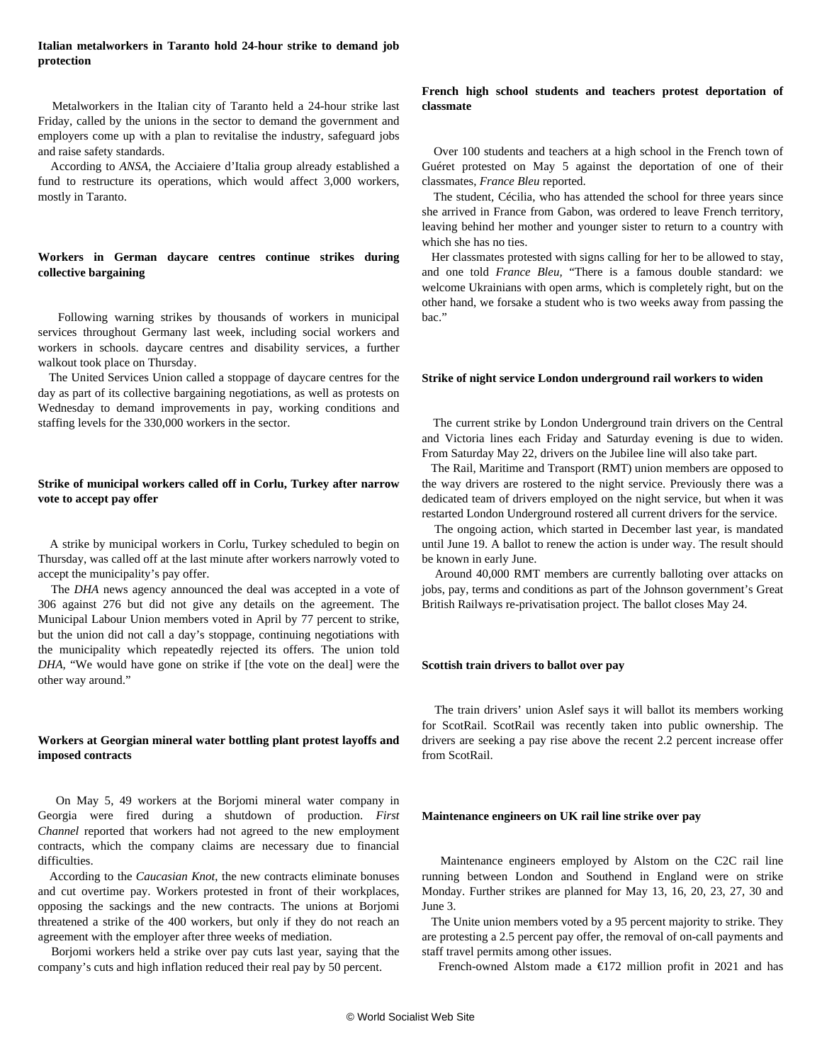**Italian metalworkers in Taranto hold 24-hour strike to demand job protection**

Metalworkers in the Italian city of Taranto held a 24-hour strike last Friday, called by the unions in the sector to demand the government and employers come up with a plan to revitalise the industry, safeguard jobs and raise safety standards.

According to *ANSA*, the Acciaiere d'Italia group already established a fund to restructure its operations, which would affect 3,000 workers, mostly in Taranto.

**Workers in German daycare centres continue strikes during collective bargaining**

Following warning strikes by thousands of workers in municipal services throughout Germany last week, including social workers and workers in schools. daycare centres and disability services, a further walkout took place on Thursday.

The United Services Union called a stoppage of daycare centres for the day as part of its collective bargaining negotiations, as well as protests on Wednesday to demand improvements in pay, working conditions and staffing levels for the 330,000 workers in the sector.

**Strike of municipal workers called off in Corlu, Turkey after narrow vote to accept pay offer**

A strike by municipal workers in Corlu, Turkey scheduled to begin on Thursday, was called off at the last minute after workers narrowly voted to accept the municipality's pay offer.

The *DHA* news agency announced the deal was accepted in a vote of 306 against 276 but did not give any details on the agreement. The Municipal Labour Union members voted in April by 77 percent to strike, but the union did not call a day's stoppage, continuing negotiations with the municipality which repeatedly rejected its offers. The union told *DHA*, "We would have gone on strike if [the vote on the deal] were the other way around."

**Workers at Georgian mineral water bottling plant protest layoffs and imposed contracts**

On May 5, 49 workers at the Borjomi mineral water company in Georgia were fired during a shutdown of production. *First Channel* reported that workers had not agreed to the new employment contracts, which the company claims are necessary due to financial difficulties.

According to the *Caucasian Knot*, the new contracts eliminate bonuses and cut overtime pay. Workers protested in front of their workplaces, opposing the sackings and the new contracts. The unions at Borjomi threatened a strike of the 400 workers, but only if they do not reach an agreement with the employer after three weeks of mediation.

Borjomi workers held a strike over pay cuts last year, saying that the company's cuts and high inflation reduced their real pay by 50 percent.

**French high school students and teachers protest deportation of classmate**

Over 100 students and teachers at a high school in the French town of Guéret protested on May 5 against the deportation of one of their classmates, *France Bleu* reported.

The student, Cécilia, who has attended the school for three years since she arrived in France from Gabon, was ordered to leave French territory, leaving behind her mother and younger sister to return to a country with which she has no ties.

Her classmates protested with signs calling for her to be allowed to stay, and one told *France Bleu,* "There is a famous double standard: we welcome Ukrainians with open arms, which is completely right, but on the other hand, we forsake a student who is two weeks away from passing the bac."

**Strike of night service London underground rail workers to widen**

The current strike by London Underground train drivers on the Central and Victoria lines each Friday and Saturday evening is due to widen. From Saturday May 22, drivers on the Jubilee line will also take part.

The Rail, Maritime and Transport (RMT) union members are opposed to the way drivers are rostered to the night service. Previously there was a dedicated team of drivers employed on the night service, but when it was restarted London Underground rostered all current drivers for the service.

The ongoing action, which started in December last year, is mandated until June 19. A ballot to renew the action is under way. The result should be known in early June.

Around 40,000 RMT members are currently balloting over attacks on jobs, pay, terms and conditions as part of the Johnson government's Great British Railways re-privatisation project. The ballot closes May 24.

**Scottish train drivers to ballot over pay**

The train drivers' union Aslef says it will ballot its members working for ScotRail. ScotRail was recently taken into public ownership. The drivers are seeking a pay rise above the recent 2.2 percent increase offer from ScotRail.

**Maintenance engineers on UK rail line strike over pay**

Maintenance engineers employed by Alstom on the C2C rail line running between London and Southend in England were on strike Monday. Further strikes are planned for May 13, 16, 20, 23, 27, 30 and June 3.

The Unite union members voted by a 95 percent majority to strike. They are protesting a 2.5 percent pay offer, the removal of on-call payments and staff travel permits among other issues.

French-owned Alstom made a €172 million profit in 2021 and has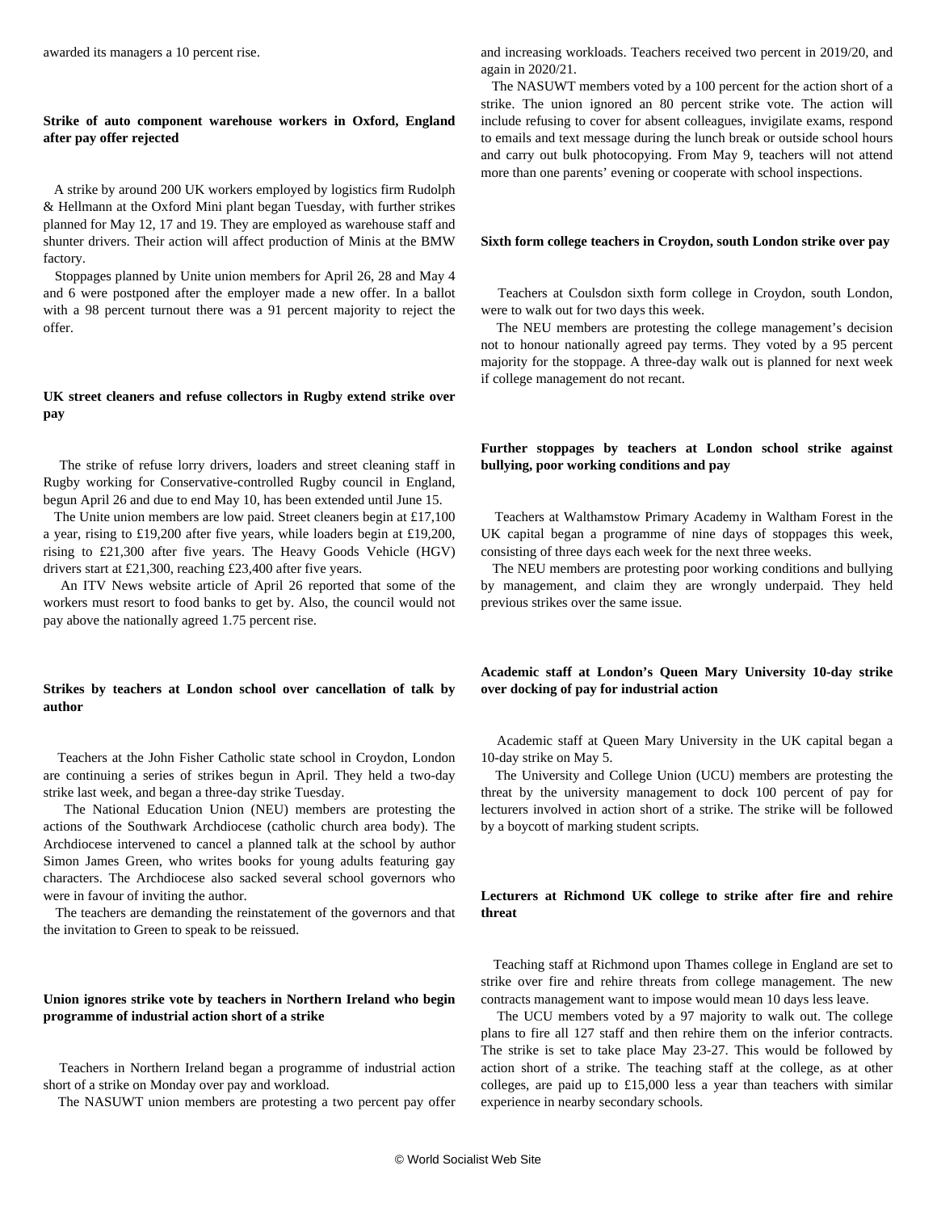awarded its managers a 10 percent rise.

### Strike of auto component warehouse workers in Oxford, England after pay offer rejected

A strike by around 200 UK workers employed by logistics firm Rudolph & Hellmann at the Oxford Mini plant began Tuesday, with further strikes planned for May 12, 17 and 19. They are employed as warehouse staff and shunter drivers. Their action will affect production of Minis at the BMW factory.

Stoppages planned by Unite union members for April 26, 28 and May 4 and 6 were postponed after the employer made a new offer. In a ballot with a 98 percent turnout there was a 91 percent majority to reject the offer.

### UK street cleaners and refuse collectors in Rugby extend strike over pay

The strike of refuse lorry drivers, loaders and street cleaning staff in Rugby working for Conservative-controlled Rugby council in England, begun April 26 and due to end May 10, has been extended until June 15.

The Unite union members are low paid. Street cleaners begin at £17,100 a year, rising to £19,200 after five years, while loaders begin at £19,200, rising to £21,300 after five years. The Heavy Goods Vehicle (HGV) drivers start at £21,300, reaching £23,400 after five years.

An ITV News website article of April 26 reported that some of the workers must resort to food banks to get by. Also, the council would not pay above the nationally agreed 1.75 percent rise.

### Strikes by teachers at London school over cancellation of talk by author

Teachers at the John Fisher Catholic state school in Croydon, London are continuing a series of strikes begun in April. They held a two-day strike last week, and began a three-day strike Tuesday.

The National Education Union (NEU) members are protesting the actions of the Southwark Archdiocese (catholic church area body). The Archdiocese intervened to cancel a planned talk at the school by author Simon James Green, who writes books for young adults featuring gay characters. The Archdiocese also sacked several school governors who were in favour of inviting the author.

The teachers are demanding the reinstatement of the governors and that the invitation to Green to speak to be reissued.

### Union ignores strike vote by teachers in Northern Ireland who begin programme of industrial action short of a strike

Teachers in Northern Ireland began a programme of industrial action short of a strike on Monday over pay and workload.

The NASUWT union members are protesting a two percent pay offer and increasing workloads. Teachers received two percent in 2019/20, and again in 2020/21.

The NASUWT members voted by a 100 percent for the action short of a strike. The union ignored an 80 percent strike vote. The action will include refusing to cover for absent colleagues, invigilate exams, respond to emails and text message during the lunch break or outside school hours and carry out bulk photocopying. From May 9, teachers will not attend more than one parents' evening or cooperate with school inspections.

### Sixth form college teachers in Croydon, south London strike over pay

Teachers at Coulsdon sixth form college in Croydon, south London, were to walk out for two days this week.

The NEU members are protesting the college management's decision not to honour nationally agreed pay terms. They voted by a 95 percent majority for the stoppage. A three-day walk out is planned for next week if college management do not recant.

### Further stoppages by teachers at London school strike against bullying, poor working conditions and pay

Teachers at Walthamstow Primary Academy in Waltham Forest in the UK capital began a programme of nine days of stoppages this week, consisting of three days each week for the next three weeks.

The NEU members are protesting poor working conditions and bullying by management, and claim they are wrongly underpaid. They held previous strikes over the same issue.

### Academic staff at London's Queen Mary University 10-day strike over docking of pay for industrial action

Academic staff at Queen Mary University in the UK capital began a 10-day strike on May 5.

The University and College Union (UCU) members are protesting the threat by the university management to dock 100 percent of pay for lecturers involved in action short of a strike. The strike will be followed by a boycott of marking student scripts.

### Lecturers at Richmond UK college to strike after fire and rehire threat

Teaching staff at Richmond upon Thames college in England are set to strike over fire and rehire threats from college management. The new contracts management want to impose would mean 10 days less leave.

The UCU members voted by a 97 majority to walk out. The college plans to fire all 127 staff and then rehire them on the inferior contracts. The strike is set to take place May 23-27. This would be followed by action short of a strike. The teaching staff at the college, as at other colleges, are paid up to £15,000 less a year than teachers with similar experience in nearby secondary schools.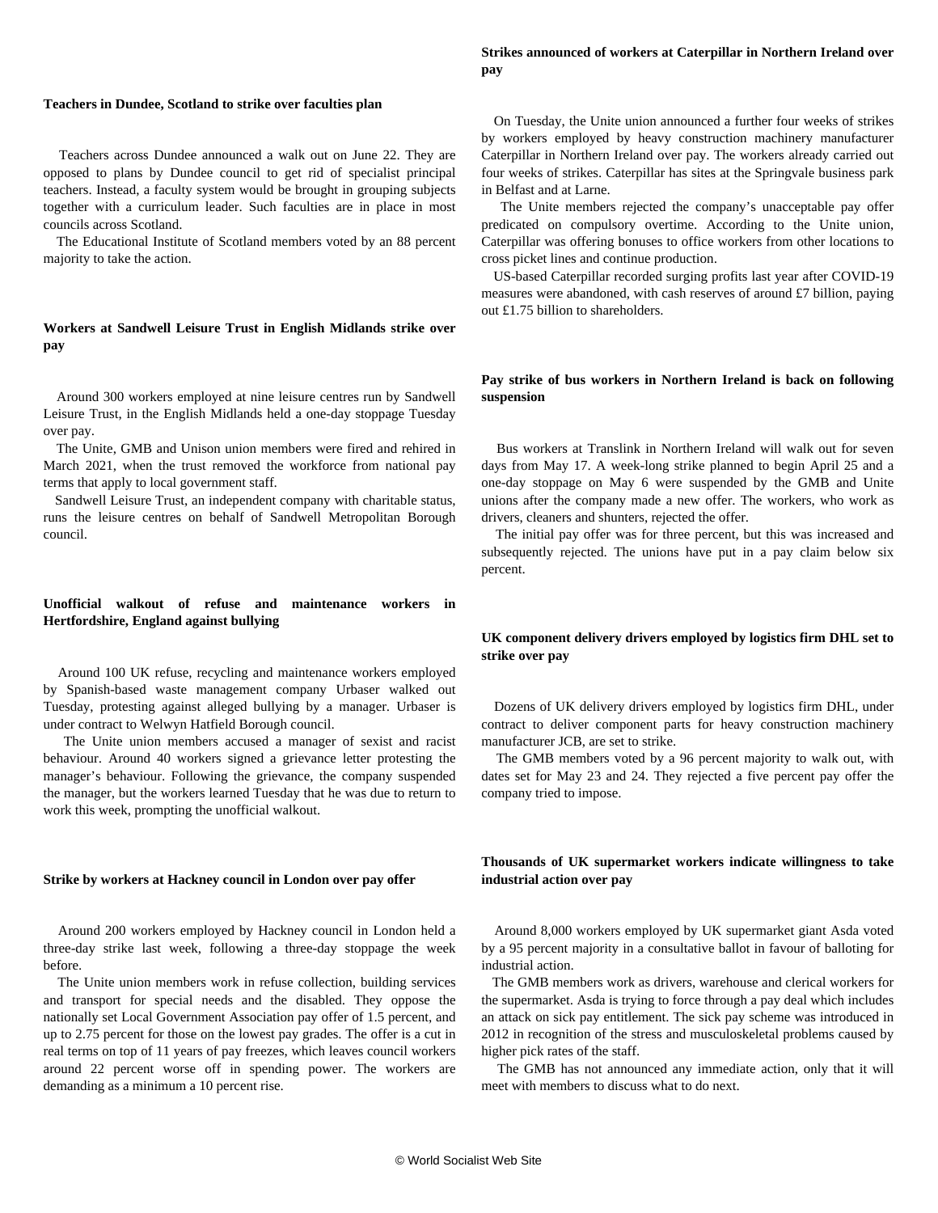### Teachers in Dundee, Scotland to strike over faculties plan

Teachers across Dundee announced a walk out on June 22. They are opposed to plans by Dundee council to get rid of specialist principal teachers. Instead, a faculty system would be brought in grouping subjects together with a curriculum leader. Such faculties are in place in most councils across Scotland.

The Educational Institute of Scotland members voted by an 88 percent majority to take the action.

### Workers at Sandwell Leisure Trust in English Midlands strike over pay

Around 300 workers employed at nine leisure centres run by Sandwell Leisure Trust, in the English Midlands held a one-day stoppage Tuesday over pay.

The Unite, GMB and Unison union members were fired and rehired in March 2021, when the trust removed the workforce from national pay terms that apply to local government staff.

Sandwell Leisure Trust, an independent company with charitable status, runs the leisure centres on behalf of Sandwell Metropolitan Borough council.

### Unofficial walkout of refuse and maintenance workers in Hertfordshire, England against bullying

Around 100 UK refuse, recycling and maintenance workers employed by Spanish-based waste management company Urbaser walked out Tuesday, protesting against alleged bullying by a manager. Urbaser is under contract to Welwyn Hatfield Borough council.

The Unite union members accused a manager of sexist and racist behaviour. Around 40 workers signed a grievance letter protesting the manager's behaviour. Following the grievance, the company suspended the manager, but the workers learned Tuesday that he was due to return to work this week, prompting the unofficial walkout.

### Strike by workers at Hackney council in London over pay offer

Around 200 workers employed by Hackney council in London held a three-day strike last week, following a three-day stoppage the week before.

The Unite union members work in refuse collection, building services and transport for special needs and the disabled. They oppose the nationally set Local Government Association pay offer of 1.5 percent, and up to 2.75 percent for those on the lowest pay grades. The offer is a cut in real terms on top of 11 years of pay freezes, which leaves council workers around 22 percent worse off in spending power. The workers are demanding as a minimum a 10 percent rise.

### Strikes announced of workers at Caterpillar in Northern Ireland over pay

On Tuesday, the Unite union announced a further four weeks of strikes by workers employed by heavy construction machinery manufacturer Caterpillar in Northern Ireland over pay. The workers already carried out four weeks of strikes. Caterpillar has sites at the Springvale business park in Belfast and at Larne.

The Unite members rejected the company's unacceptable pay offer predicated on compulsory overtime. According to the Unite union, Caterpillar was offering bonuses to office workers from other locations to cross picket lines and continue production.

US-based Caterpillar recorded surging profits last year after COVID-19 measures were abandoned, with cash reserves of around £7 billion, paying out £1.75 billion to shareholders.

### Pay strike of bus workers in Northern Ireland is back on following suspension

Bus workers at Translink in Northern Ireland will walk out for seven days from May 17. A week-long strike planned to begin April 25 and a one-day stoppage on May 6 were suspended by the GMB and Unite unions after the company made a new offer. The workers, who work as drivers, cleaners and shunters, rejected the offer.

The initial pay offer was for three percent, but this was increased and subsequently rejected. The unions have put in a pay claim below six percent.

### UK component delivery drivers employed by logistics firm DHL set to strike over pay

Dozens of UK delivery drivers employed by logistics firm DHL, under contract to deliver component parts for heavy construction machinery manufacturer JCB, are set to strike.

The GMB members voted by a 96 percent majority to walk out, with dates set for May 23 and 24. They rejected a five percent pay offer the company tried to impose.

### Thousands of UK supermarket workers indicate willingness to take industrial action over pay

Around 8,000 workers employed by UK supermarket giant Asda voted by a 95 percent majority in a consultative ballot in favour of balloting for industrial action.

The GMB members work as drivers, warehouse and clerical workers for the supermarket. Asda is trying to force through a pay deal which includes an attack on sick pay entitlement. The sick pay scheme was introduced in 2012 in recognition of the stress and musculoskeletal problems caused by higher pick rates of the staff.

The GMB has not announced any immediate action, only that it will meet with members to discuss what to do next.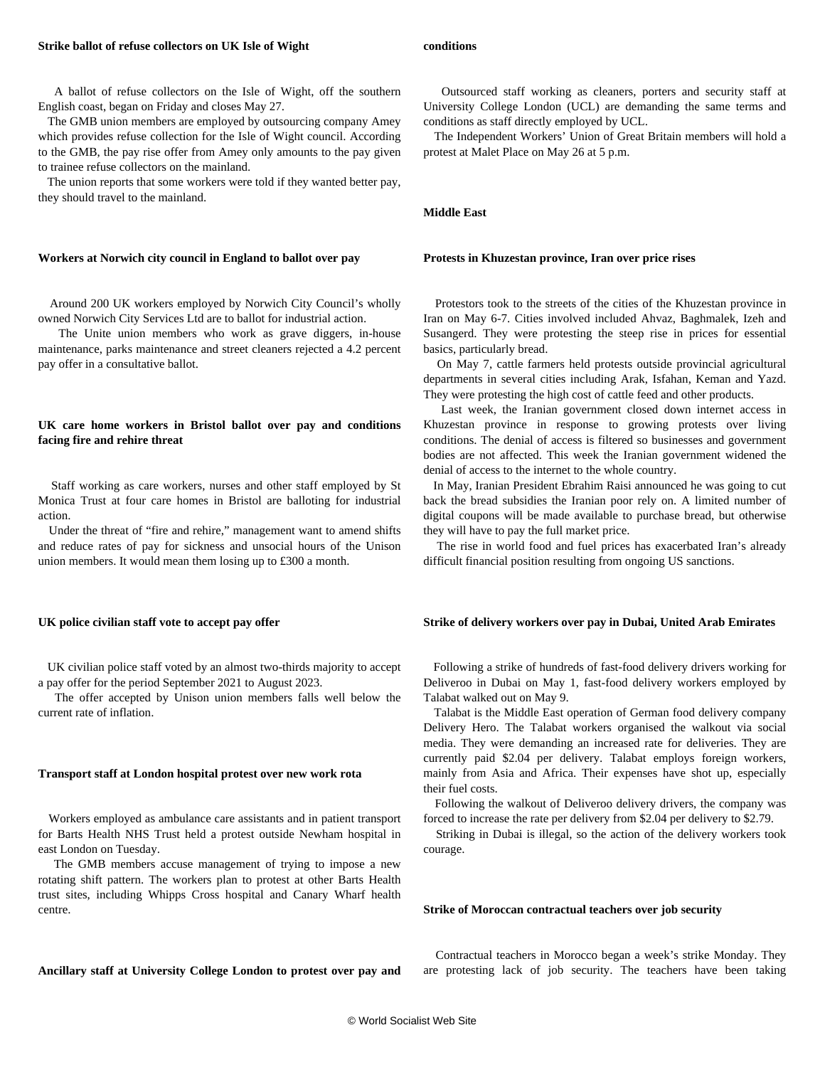### Strike ballot of refuse collectors on UK Isle of Wight

A ballot of refuse collectors on the Isle of Wight, off the southern English coast, began on Friday and closes May 27.

The GMB union members are employed by outsourcing company Amey which provides refuse collection for the Isle of Wight council. According to the GMB, the pay rise offer from Amey only amounts to the pay given to trainee refuse collectors on the mainland.

The union reports that some workers were told if they wanted better pay, they should travel to the mainland.

### Workers at Norwich city council in England to ballot over pay

Around 200 UK workers employed by Norwich City Council's wholly owned Norwich City Services Ltd are to ballot for industrial action.

The Unite union members who work as grave diggers, in-house maintenance, parks maintenance and street cleaners rejected a 4.2 percent pay offer in a consultative ballot.

### UK care home workers in Bristol ballot over pay and conditions facing fire and rehire threat

Staff working as care workers, nurses and other staff employed by St Monica Trust at four care homes in Bristol are balloting for industrial action.

Under the threat of "fire and rehire," management want to amend shifts and reduce rates of pay for sickness and unsocial hours of the Unison union members. It would mean them losing up to £300 a month.

### UK police civilian staff vote to accept pay offer

UK civilian police staff voted by an almost two-thirds majority to accept a pay offer for the period September 2021 to August 2023.

The offer accepted by Unison union members falls well below the current rate of inflation.

### Transport staff at London hospital protest over new work rota

Workers employed as ambulance care assistants and in patient transport for Barts Health NHS Trust held a protest outside Newham hospital in east London on Tuesday.

The GMB members accuse management of trying to impose a new rotating shift pattern. The workers plan to protest at other Barts Health trust sites, including Whipps Cross hospital and Canary Wharf health centre.

### Ancillary staff at University College London to protest over pay and conditions

Outsourced staff working as cleaners, porters and security staff at University College London (UCL) are demanding the same terms and conditions as staff directly employed by UCL.

The Independent Workers' Union of Great Britain members will hold a protest at Malet Place on May 26 at 5 p.m.

## Middle East

### Protests in Khuzestan province, Iran over price rises

Protestors took to the streets of the cities of the Khuzestan province in Iran on May 6-7. Cities involved included Ahvaz, Baghmalek, Izeh and Susangerd. They were protesting the steep rise in prices for essential basics, particularly bread.

On May 7, cattle farmers held protests outside provincial agricultural departments in several cities including Arak, Isfahan, Keman and Yazd. They were protesting the high cost of cattle feed and other products.

Last week, the Iranian government closed down internet access in Khuzestan province in response to growing protests over living conditions. The denial of access is filtered so businesses and government bodies are not affected. This week the Iranian government widened the denial of access to the internet to the whole country.

In May, Iranian President Ebrahim Raisi announced he was going to cut back the bread subsidies the Iranian poor rely on. A limited number of digital coupons will be made available to purchase bread, but otherwise they will have to pay the full market price.

The rise in world food and fuel prices has exacerbated Iran's already difficult financial position resulting from ongoing US sanctions.

### Strike of delivery workers over pay in Dubai, United Arab Emirates

Following a strike of hundreds of fast-food delivery drivers working for Deliveroo in Dubai on May 1, fast-food delivery workers employed by Talabat walked out on May 9.

Talabat is the Middle East operation of German food delivery company Delivery Hero. The Talabat workers organised the walkout via social media. They were demanding an increased rate for deliveries. They are currently paid $2.04 per delivery. Talabat employs foreign workers, mainly from Asia and Africa. Their expenses have shot up, especially their fuel costs.

Following the walkout of Deliveroo delivery drivers, the company was forced to increase the rate per delivery from $2.04 per delivery to $2.79.

Striking in Dubai is illegal, so the action of the delivery workers took courage.

### Strike of Moroccan contractual teachers over job security

Contractual teachers in Morocco began a week's strike Monday. They are protesting lack of job security. The teachers have been taking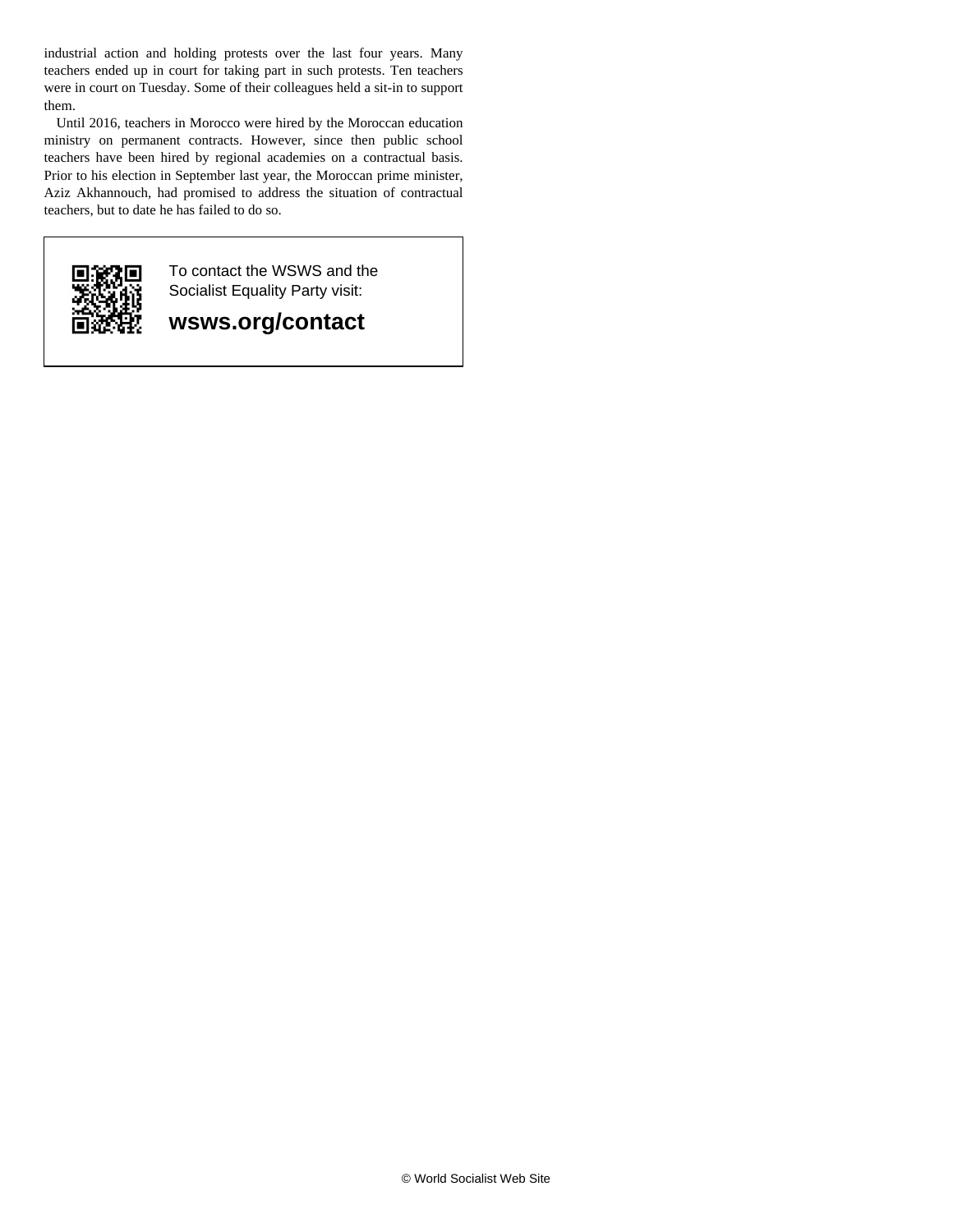industrial action and holding protests over the last four years. Many teachers ended up in court for taking part in such protests. Ten teachers were in court on Tuesday. Some of their colleagues held a sit-in to support them.

Until 2016, teachers in Morocco were hired by the Moroccan education ministry on permanent contracts. However, since then public school teachers have been hired by regional academies on a contractual basis. Prior to his election in September last year, the Moroccan prime minister, Aziz Akhannouch, had promised to address the situation of contractual teachers, but to date he has failed to do so.

To contact the WSWS and the Socialist Equality Party visit:

**wsws.org/contact**